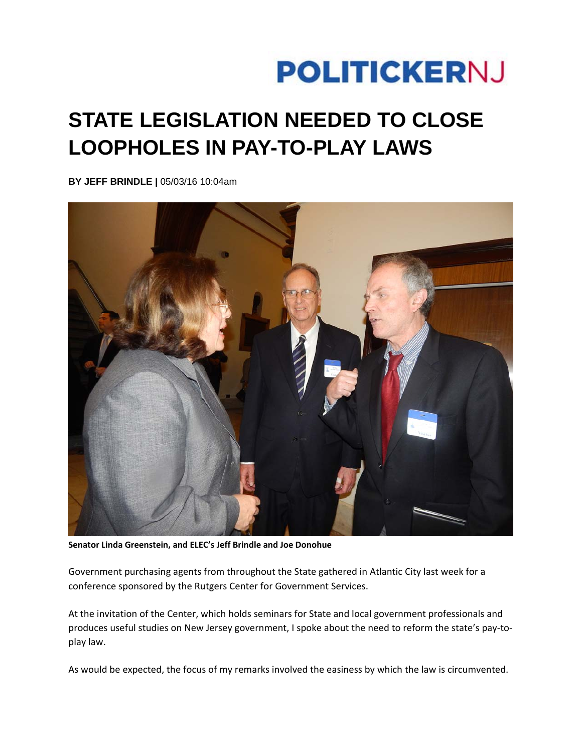POLITICKERNJ

# STATE LEGISLATION NEEDED TO CLOSE LOOPHOLES IN PAY-TO-PLAY LAWS

**BY JEFF BRINDLE |** 05/03/16 10:04am

**Senator Linda Greenstein, and ELEC's Jeff Brindle and Joe Donohue**

Government purchasing agents from throughout the State gathered in Atlantic City last week for a conference sponsored by the Rutgers Center for Government Services.

At the invitation of the Center, which holds seminars for State and local government professionals and produces useful studies on New Jersey government, I spoke about the need to reform the state's pay-to-play law.

As would be expected, the focus of my remarks involved the easiness by which the law is circumvented.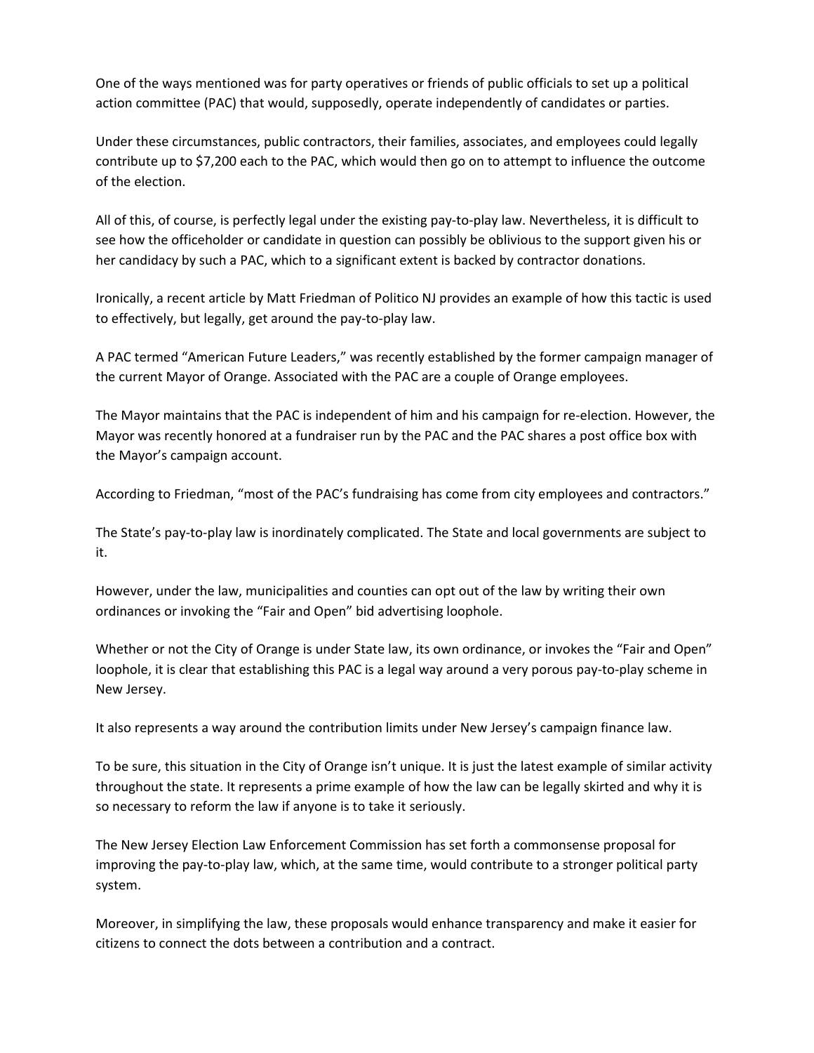One of the ways mentioned was for party operatives or friends of public officials to set up a political action committee (PAC) that would, supposedly, operate independently of candidates or parties.

Under these circumstances, public contractors, their families, associates, and employees could legally contribute up to $7,200 each to the PAC, which would then go on to attempt to influence the outcome of the election.

All of this, of course, is perfectly legal under the existing pay-to-play law. Nevertheless, it is difficult to see how the officeholder or candidate in question can possibly be oblivious to the support given his or her candidacy by such a PAC, which to a significant extent is backed by contractor donations.

Ironically, a recent article by Matt Friedman of Politico NJ provides an example of how this tactic is used to effectively, but legally, get around the pay-to-play law.

A PAC termed "American Future Leaders," was recently established by the former campaign manager of the current Mayor of Orange. Associated with the PAC are a couple of Orange employees.

The Mayor maintains that the PAC is independent of him and his campaign for re-election. However, the Mayor was recently honored at a fundraiser run by the PAC and the PAC shares a post office box with the Mayor's campaign account.

According to Friedman, "most of the PAC's fundraising has come from city employees and contractors."

The State's pay-to-play law is inordinately complicated. The State and local governments are subject to it.

However, under the law, municipalities and counties can opt out of the law by writing their own ordinances or invoking the "Fair and Open" bid advertising loophole.

Whether or not the City of Orange is under State law, its own ordinance, or invokes the "Fair and Open" loophole, it is clear that establishing this PAC is a legal way around a very porous pay-to-play scheme in New Jersey.

It also represents a way around the contribution limits under New Jersey's campaign finance law.

To be sure, this situation in the City of Orange isn't unique. It is just the latest example of similar activity throughout the state. It represents a prime example of how the law can be legally skirted and why it is so necessary to reform the law if anyone is to take it seriously.

The New Jersey Election Law Enforcement Commission has set forth a commonsense proposal for improving the pay-to-play law, which, at the same time, would contribute to a stronger political party system.

Moreover, in simplifying the law, these proposals would enhance transparency and make it easier for citizens to connect the dots between a contribution and a contract.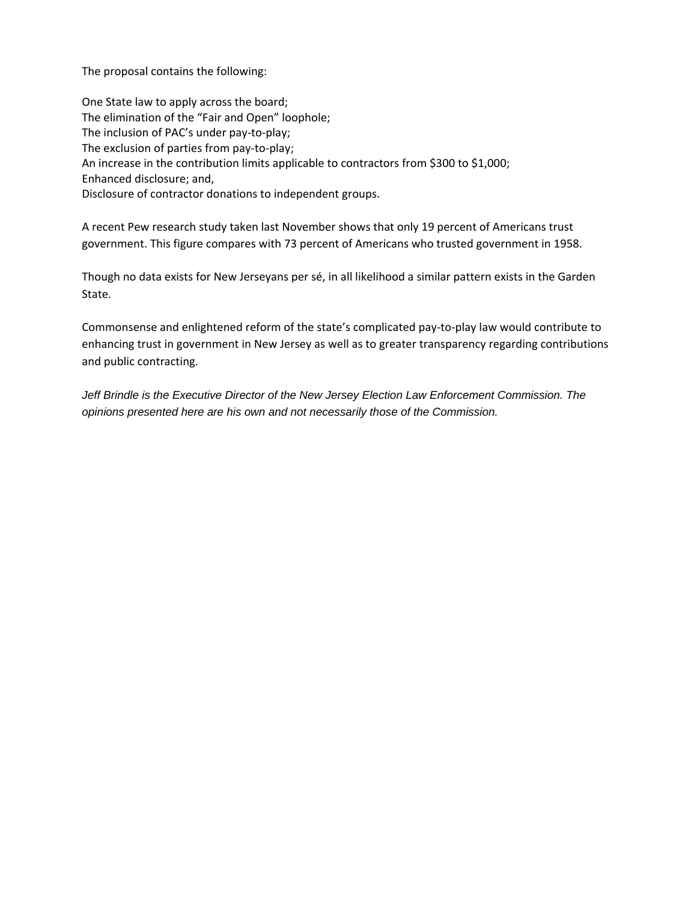The proposal contains the following:

One State law to apply across the board;
The elimination of the "Fair and Open" loophole;
The inclusion of PAC's under pay-to-play;
The exclusion of parties from pay-to-play;
An increase in the contribution limits applicable to contractors from $300 to $1,000;
Enhanced disclosure; and,
Disclosure of contractor donations to independent groups.

A recent Pew research study taken last November shows that only 19 percent of Americans trust government. This figure compares with 73 percent of Americans who trusted government in 1958.

Though no data exists for New Jerseyans per sé, in all likelihood a similar pattern exists in the Garden State.

Commonsense and enlightened reform of the state's complicated pay-to-play law would contribute to enhancing trust in government in New Jersey as well as to greater transparency regarding contributions and public contracting.

*Jeff Brindle is the Executive Director of the New Jersey Election Law Enforcement Commission. The opinions presented here are his own and not necessarily those of the Commission.*